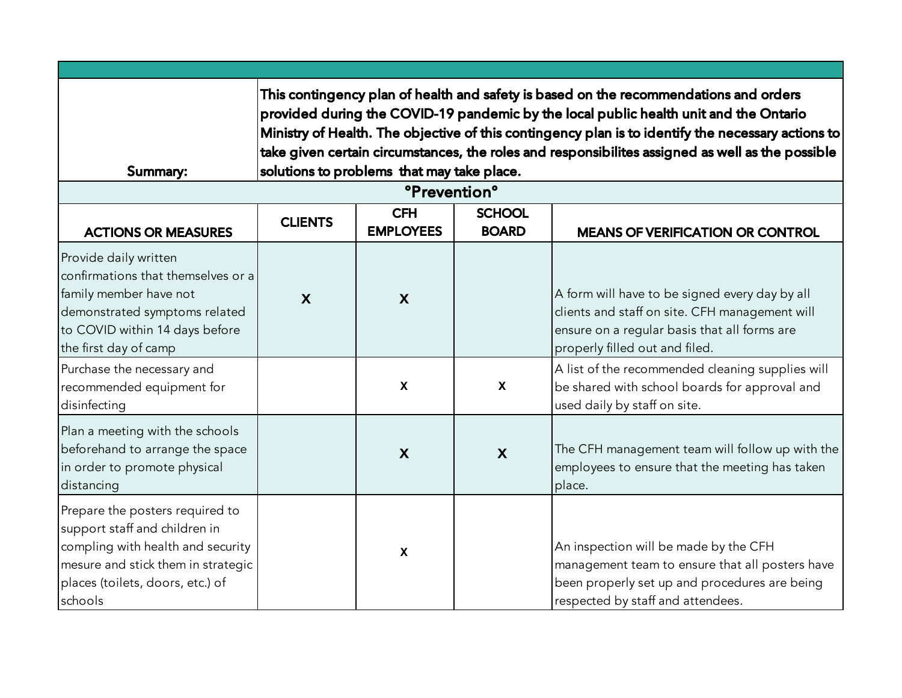| Summary: | This contingency plan of health and safety is based on the recommendations and orders provided during the COVID-19 pandemic by the local public health unit and the Ontario Ministry of Health. The objective of this contingency plan is to identify the necessary actions to take given certain circumstances, the roles and responsibilites assigned as well as the possible solutions to problems that may take place. | | | |
|---|---|---|---|---|
| **°Prevention°** | | | | |
| **ACTIONS OR MEASURES** | **CLIENTS** | **CFH EMPLOYEES** | **SCHOOL BOARD** | **MEANS OF VERIFICATION OR CONTROL** |
| Provide daily written confirmations that themselves or a family member have not demonstrated symptoms related to COVID within 14 days before the first day of camp | X | X | | A form will have to be signed every day by all clients and staff on site. CFH management will ensure on a regular basis that all forms are properly filled out and filed. |
| Purchase the necessary and recommended equipment for disinfecting | | x | x | A list of the recommended cleaning supplies will be shared with school boards for approval and used daily by staff on site. |
| Plan a meeting with the schools beforehand to arrange the space in order to promote physical distancing | | X | X | The CFH management team will follow up with the employees to ensure that the meeting has taken place. |
| Prepare the posters required to support staff and children in compling with health and security mesure and stick them in strategic places (toilets, doors, etc.) of schools | | x | | An inspection will be made by the CFH management team to ensure that all posters have been properly set up and procedures are being respected by staff and attendees. |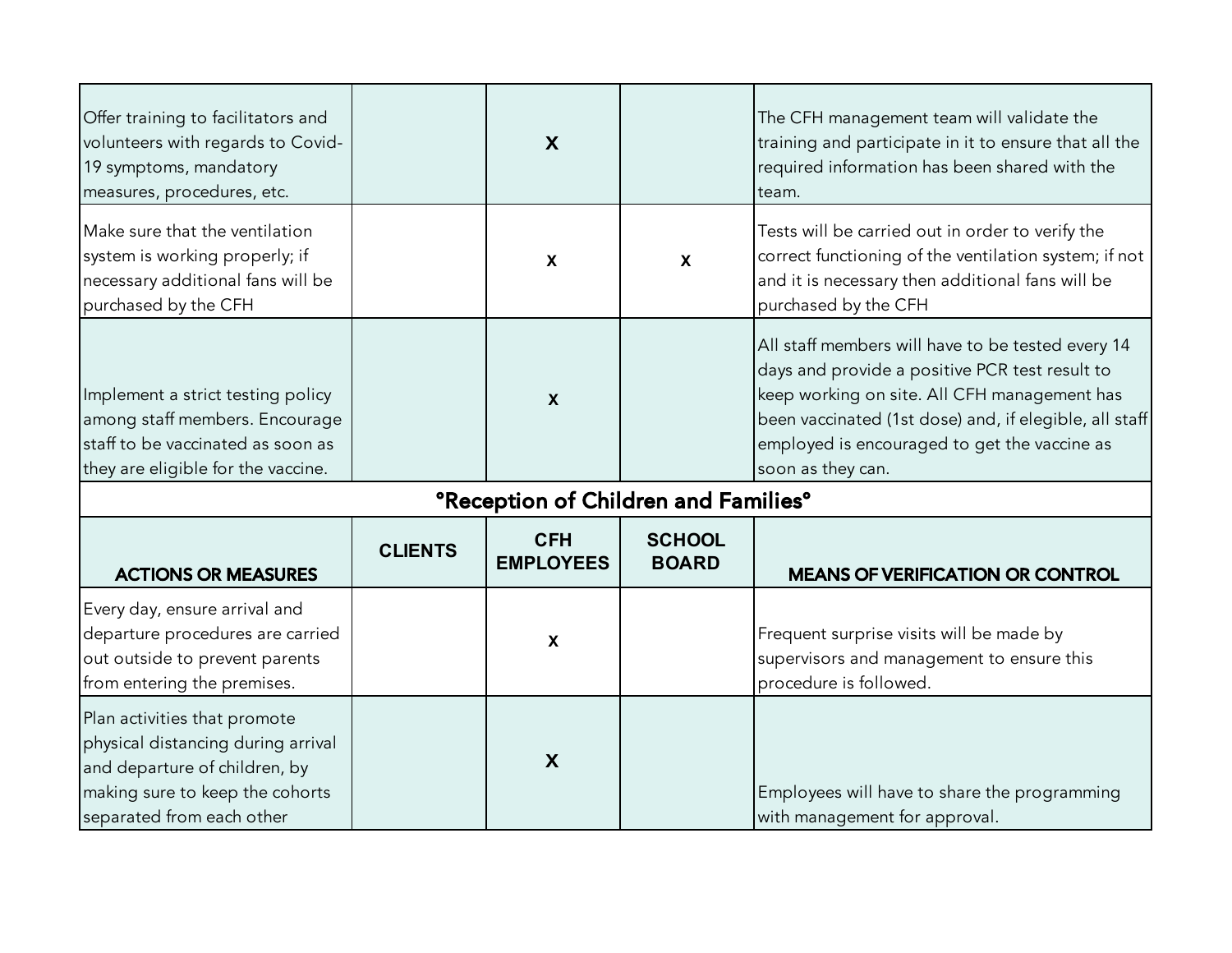| | | | | |
|---|---|---|---|---|
| Offer training to facilitators and volunteers with regards to Covid-19 symptoms, mandatory measures, procedures, etc. | | X | | The CFH management team will validate the training and participate in it to ensure that all the required information has been shared with the team. |
| Make sure that the ventilation system is working properly; if necessary additional fans will be purchased by the CFH | | X | X | Tests will be carried out in order to verify the correct functioning of the ventilation system; if not and it is necessary then additional fans will be purchased by the CFH |
| Implement a strict testing policy among staff members. Encourage staff to be vaccinated as soon as they are eligible for the vaccine. | | X | | All staff members will have to be tested every 14 days and provide a positive PCR test result to keep working on site. All CFH management has been vaccinated (1st dose) and, if elegible, all staff employed is encouraged to get the vaccine as soon as they can. |

**°Reception of Children and Families°**

| ACTIONS OR MEASURES | CLIENTS | CFH EMPLOYEES | SCHOOL BOARD | MEANS OF VERIFICATION OR CONTROL |
|---|---|---|---|---|
| Every day, ensure arrival and departure procedures are carried out outside to prevent parents from entering the premises. | | X | | Frequent surprise visits will be made by supervisors and management to ensure this procedure is followed. |
| Plan activities that promote physical distancing during arrival and departure of children, by making sure to keep the cohorts separated from each other | | X | | Employees will have to share the programming with management for approval. |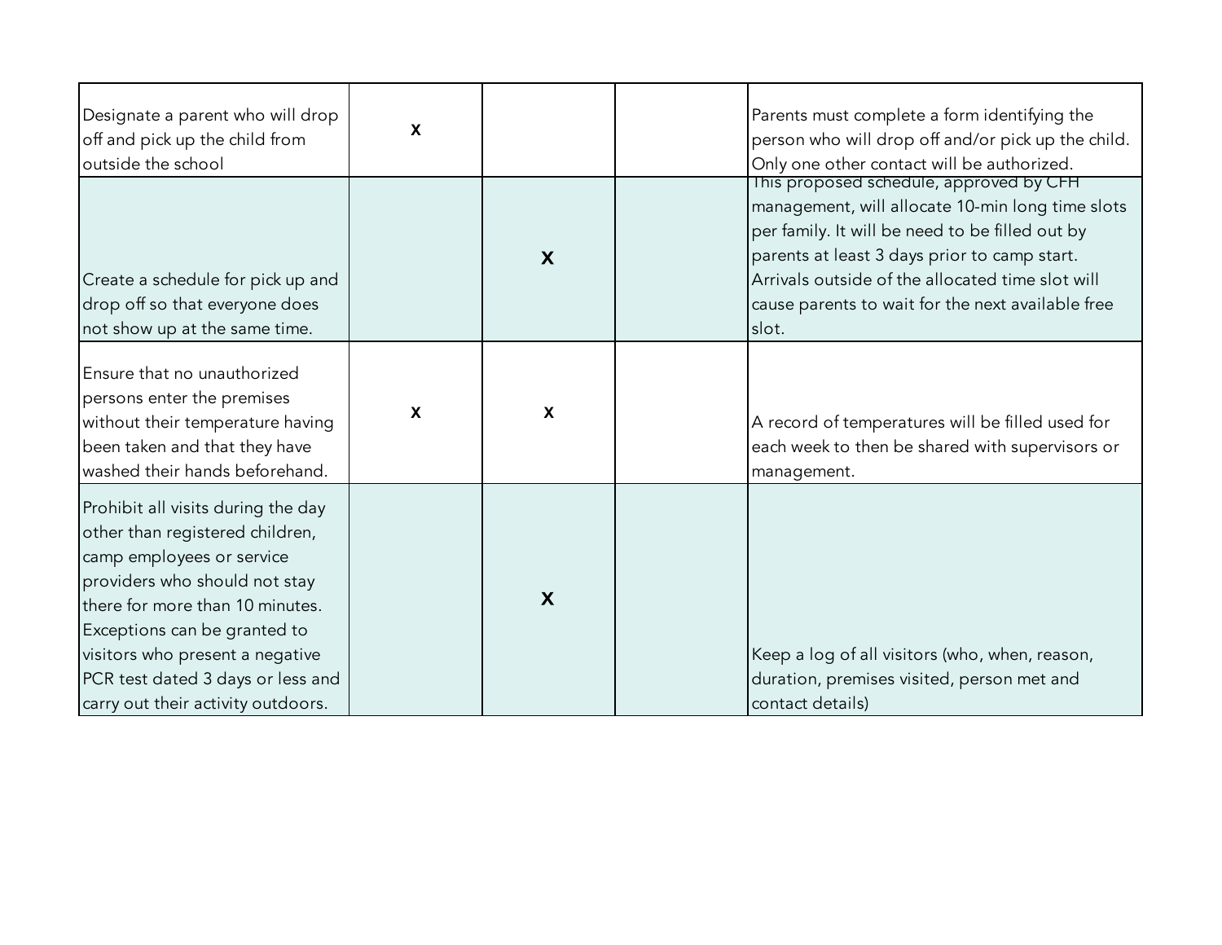| | | | | |
|---|---|---|---|---|
| Designate a parent who will drop off and pick up the child from outside the school | x | | | Parents must complete a form identifying the person who will drop off and/or pick up the child. Only one other contact will be authorized. |
| Create a schedule for pick up and drop off so that everyone does not show up at the same time. | | X | | This proposed schedule, approved by CFH management, will allocate 10-min long time slots per family. It will be need to be filled out by parents at least 3 days prior to camp start. Arrivals outside of the allocated time slot will cause parents to wait for the next available free slot. |
| Ensure that no unauthorized persons enter the premises without their temperature having been taken and that they have washed their hands beforehand. | x | x | | A record of temperatures will be filled used for each week to then be shared with supervisors or management. |
| Prohibit all visits during the day other than registered children, camp employees or service providers who should not stay there for more than 10 minutes. Exceptions can be granted to visitors who present a negative PCR test dated 3 days or less and carry out their activity outdoors. | | X | | Keep a log of all visitors (who, when, reason, duration, premises visited, person met and contact details) |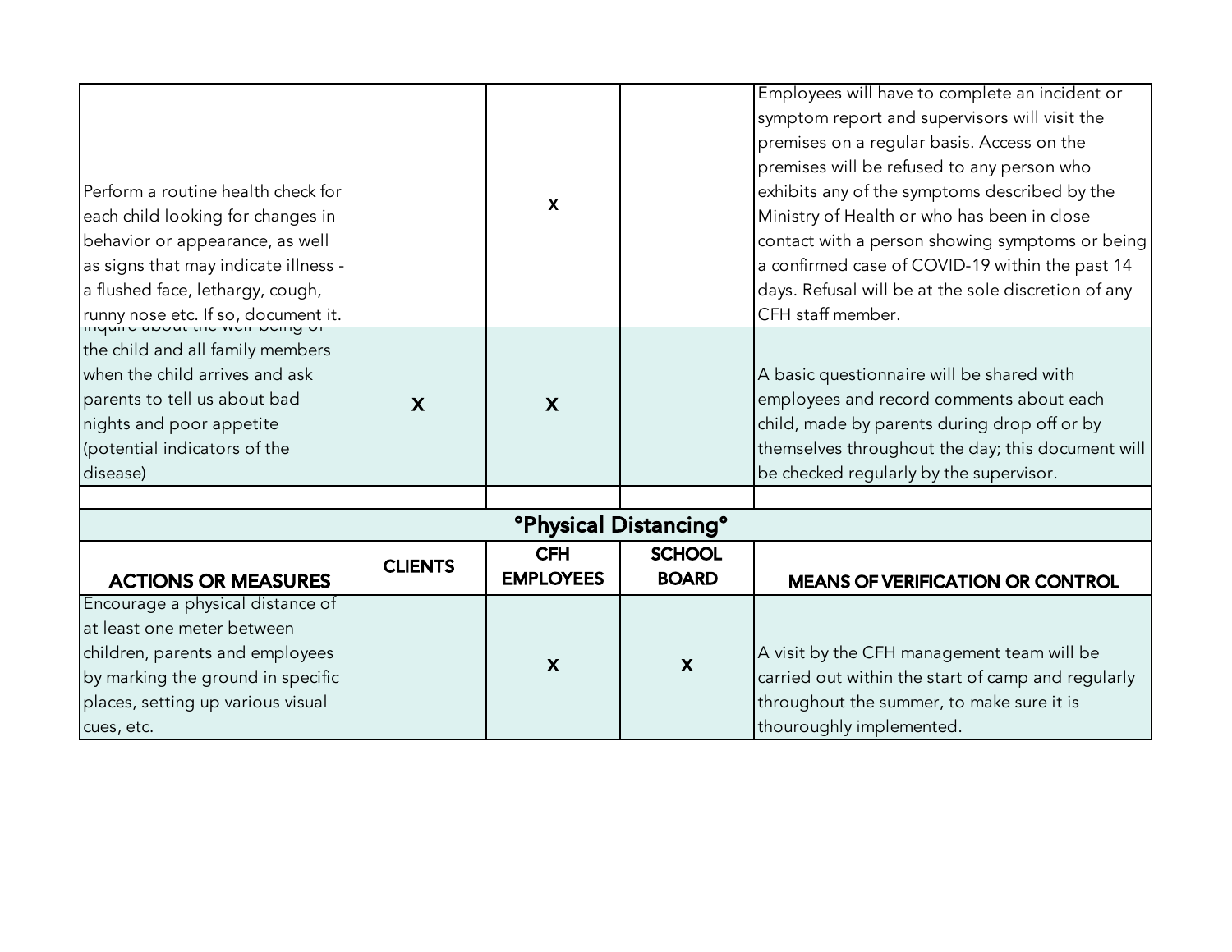| | | | | |
|---|---|---|---|---|
| Perform a routine health check for each child looking for changes in behavior or appearance, as well as signs that may indicate illness - a flushed face, lethargy, cough, runny nose etc. If so, document it. | | X | | Employees will have to complete an incident or symptom report and supervisors will visit the premises on a regular basis. Access on the premises will be refused to any person who exhibits any of the symptoms described by the Ministry of Health or who has been in close contact with a person showing symptoms or being a confirmed case of COVID-19 within the past 14 days. Refusal will be at the sole discretion of any CFH staff member. |
| Inquire about the well-being of the child and all family members when the child arrives and ask parents to tell us about bad nights and poor appetite (potential indicators of the disease) | X | X | | A basic questionnaire will be shared with employees and record comments about each child, made by parents during drop off or by themselves throughout the day; this document will be checked regularly by the supervisor. |
| | | | | |

| °Physical Distancing° | | | | |
|---|---|---|---|---|
| **ACTIONS OR MEASURES** | **CLIENTS** | **CFH EMPLOYEES** | **SCHOOL BOARD** | **MEANS OF VERIFICATION OR CONTROL** |
| Encourage a physical distance of at least one meter between children, parents and employees by marking the ground in specific places, setting up various visual cues, etc. | | X | X | A visit by the CFH management team will be carried out within the start of camp and regularly throughout the summer, to make sure it is thouroughly implemented. |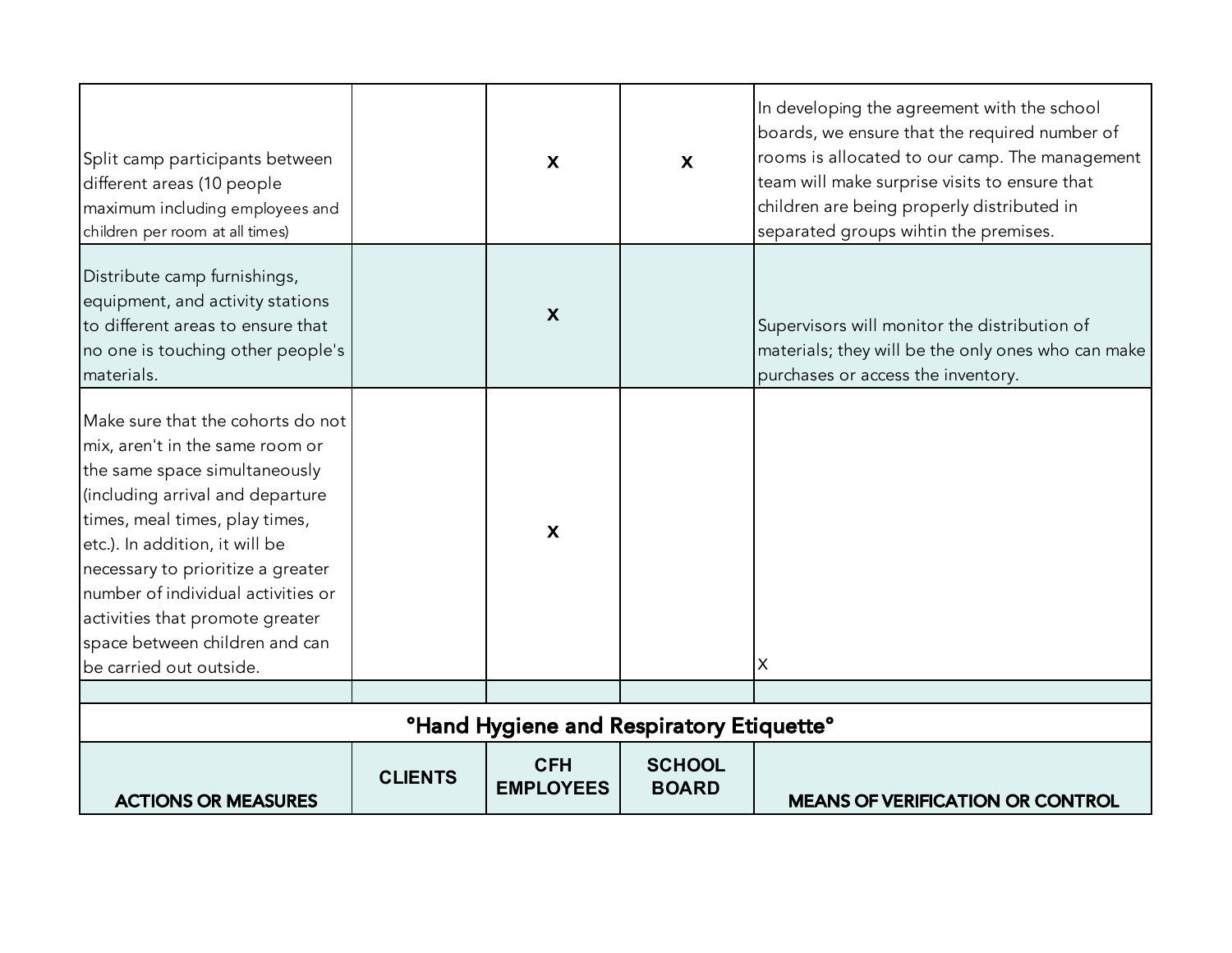| | | | | |
|---|---|---|---|---|
| Split camp participants between different areas (10 people maximum including employees and children per room at all times) | | x | x | In developing the agreement with the school boards, we ensure that the required number of rooms is allocated to our camp. The management team will make surprise visits to ensure that children are being properly distributed in separated groups wihtin the premises. |
| Distribute camp furnishings, equipment, and activity stations to different areas to ensure that no one is touching other people's materials. | | x | | Supervisors will monitor the distribution of materials; they will be the only ones who can make purchases or access the inventory. |
| Make sure that the cohorts do not mix, aren't in the same room or the same space simultaneously (including arrival and departure times, meal times, play times, etc.). In addition, it will be necessary to prioritize a greater number of individual activities or activities that promote greater space between children and can be carried out outside. | | x | | x |
| | | | | |

| °Hand Hygiene and Respiratory Etiquette° | | | | |
|---|---|---|---|---|
| **ACTIONS OR MEASURES** | **CLIENTS** | **CFH EMPLOYEES** | **SCHOOL BOARD** | **MEANS OF VERIFICATION OR CONTROL** |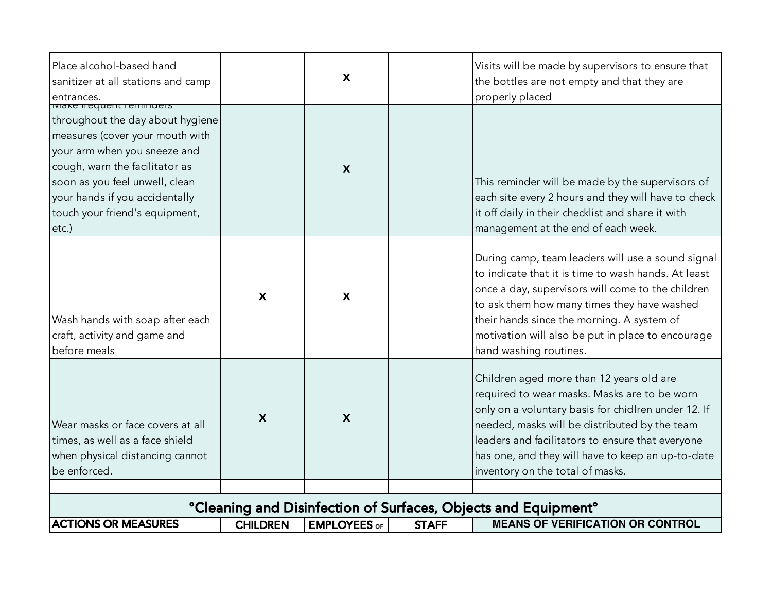| | | | | |
|---|---|---|---|---|
| Place alcohol-based hand sanitizer at all stations and camp entrances. | | X | | Visits will be made by supervisors to ensure that the bottles are not empty and that they are properly placed |
| Make frequent reminders throughout the day about hygiene measures (cover your mouth with your arm when you sneeze and cough, warn the facilitator as soon as you feel unwell, clean your hands if you accidentally touch your friend's equipment, etc.) | | X | | This reminder will be made by the supervisors of each site every 2 hours and they will have to check it off daily in their checklist and share it with management at the end of each week. |
| Wash hands with soap after each craft, activity and game and before meals | X | X | | During camp, team leaders will use a sound signal to indicate that it is time to wash hands. At least once a day, supervisors will come to the children to ask them how many times they have washed their hands since the morning. A system of motivation will also be put in place to encourage hand washing routines. |
| Wear masks or face covers at all times, as well as a face shield when physical distancing cannot be enforced. | X | X | | Children aged more than 12 years old are required to wear masks. Masks are to be worn only on a voluntary basis for chidlren under 12. If needed, masks will be distributed by the team leaders and facilitators to ensure that everyone has one, and they will have to keep an up-to-date inventory on the total of masks. |
| | | | | |
| **°Cleaning and Disinfection of Surfaces, Objects and Equipment°** | | | | |
| **ACTIONS OR MEASURES** | **CHILDREN** | **EMPLOYEES OF** | **STAFF** | **MEANS OF VERIFICATION OR CONTROL** |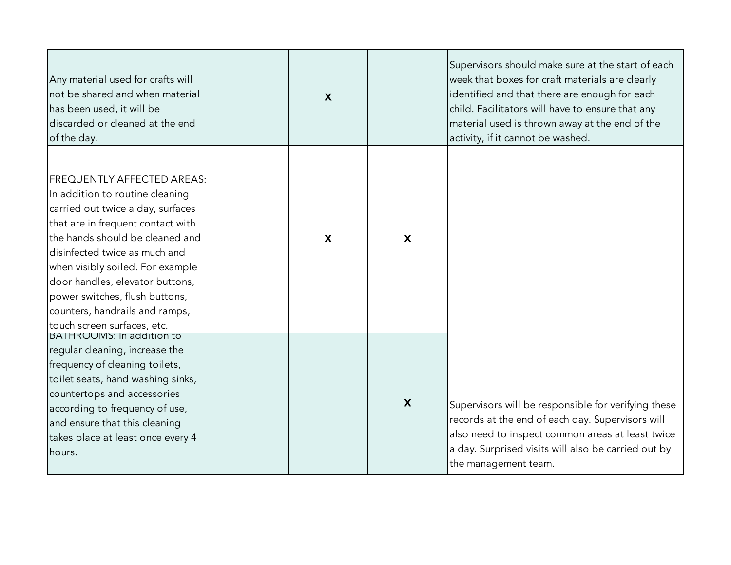| | | | | |
|---|---|---|---|---|
| Any material used for crafts will not be shared and when material has been used, it will be discarded or cleaned at the end of the day. | | X | | Supervisors should make sure at the start of each week that boxes for craft materials are clearly identified and that there are enough for each child. Facilitators will have to ensure that any material used is thrown away at the end of the activity, if it cannot be washed. |
| FREQUENTLY AFFECTED AREAS: In addition to routine cleaning carried out twice a day, surfaces that are in frequent contact with the hands should be cleaned and disinfected twice as much and when visibly soiled. For example door handles, elevator buttons, power switches, flush buttons, counters, handrails and ramps, touch screen surfaces, etc. | | X | X | Supervisors will be responsible for verifying these records at the end of each day. Supervisors will also need to inspect common areas at least twice a day. Surprised visits will also be carried out by the management team. |
| BATHROOMS: In addition to regular cleaning, increase the frequency of cleaning toilets, toilet seats, hand washing sinks, countertops and accessories according to frequency of use, and ensure that this cleaning takes place at least once every 4 hours. | | | X | |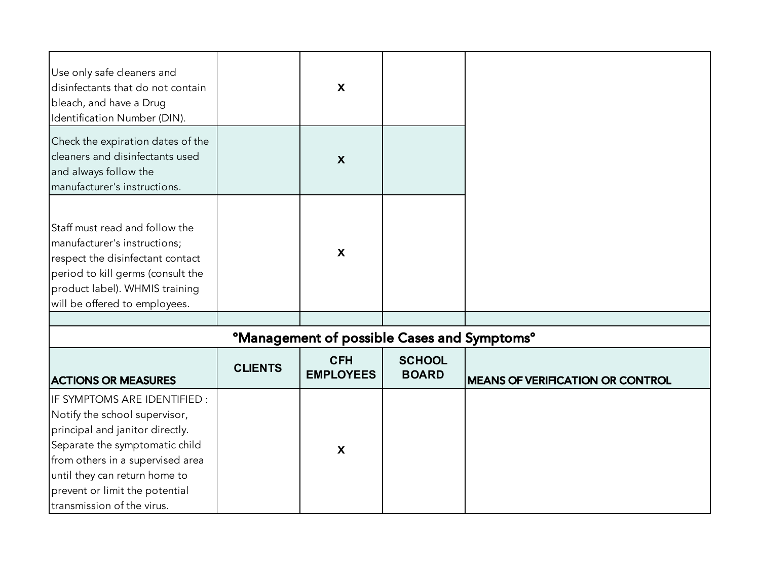| | | | | |
|---|---|---|---|---|
| Use only safe cleaners and disinfectants that do not contain bleach, and have a Drug Identification Number (DIN). | | X | | |
| Check the expiration dates of the cleaners and disinfectants used and always follow the manufacturer's instructions. | | X | | |
| Staff must read and follow the manufacturer's instructions; respect the disinfectant contact period to kill germs (consult the product label). WHMIS training will be offered to employees. | | X | | |
| | | | | |

## °Management of possible Cases and Symptoms°

| ACTIONS OR MEASURES | CLIENTS | CFH EMPLOYEES | SCHOOL BOARD | MEANS OF VERIFICATION OR CONTROL |
|---|---|---|---|---|
| IF SYMPTOMS ARE IDENTIFIED : Notify the school supervisor, principal and janitor directly. Separate the symptomatic child from others in a supervised area until they can return home to prevent or limit the potential transmission of the virus. | | X | | |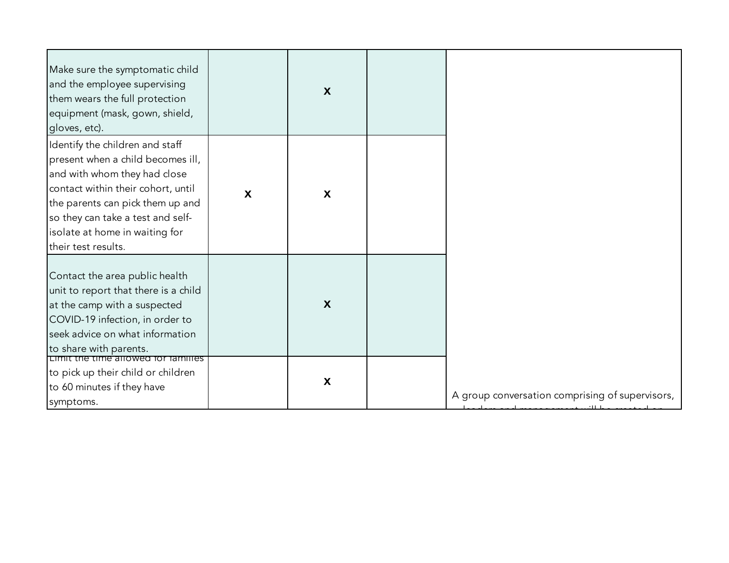| | | | | |
|---|---|---|---|---|
| Make sure the symptomatic child and the employee supervising them wears the full protection equipment (mask, gown, shield, gloves, etc). | | X | | |
| Identify the children and staff present when a child becomes ill, and with whom they had close contact within their cohort, until the parents can pick them up and so they can take a test and self-isolate at home in waiting for their test results. | X | X | | |
| Contact the area public health unit to report that there is a child at the camp with a suspected COVID-19 infection, in order to seek advice on what information to share with parents. | | X | | |
| Limit the time allowed for families to pick up their child or children to 60 minutes if they have symptoms. | | X | | A group conversation comprising of supervisors, |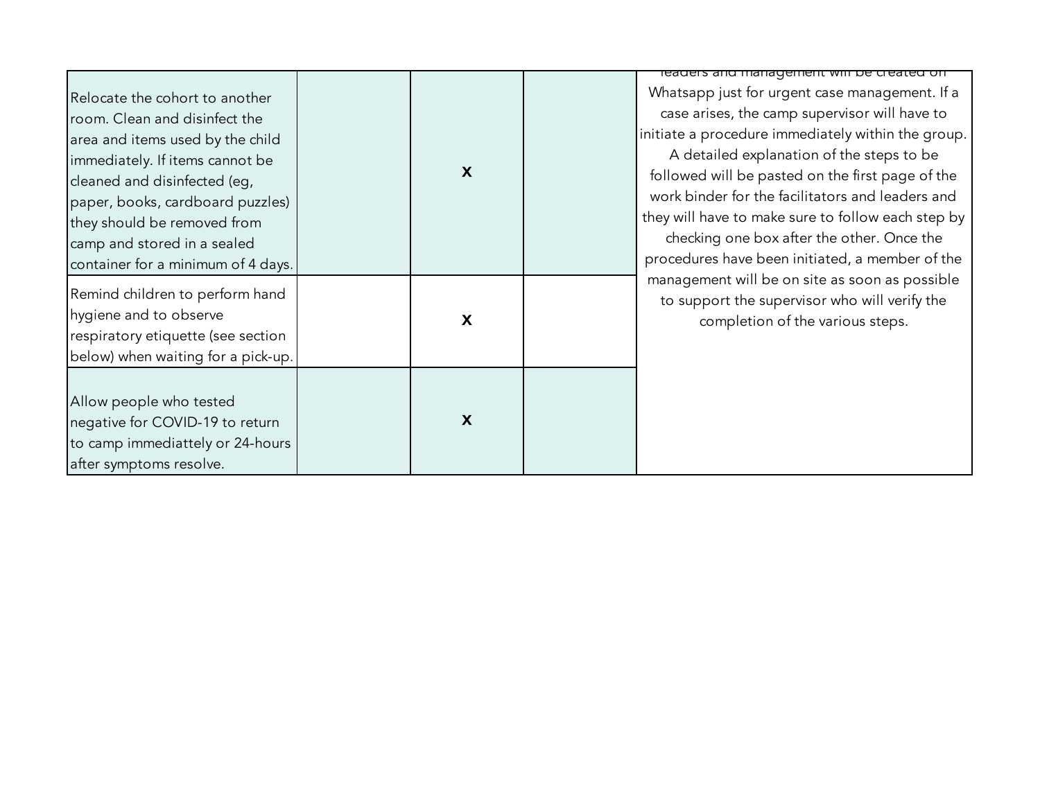| | | | | |
|---|---|---|---|---|
| Relocate the cohort to another room. Clean and disinfect the area and items used by the child immediately. If items cannot be cleaned and disinfected (eg, paper, books, cardboard puzzles) they should be removed from camp and stored in a sealed container for a minimum of 4 days. | | X | | leaders and management will be created on Whatsapp just for urgent case management. If a case arises, the camp supervisor will have to initiate a procedure immediately within the group. A detailed explanation of the steps to be followed will be pasted on the first page of the work binder for the facilitators and leaders and they will have to make sure to follow each step by checking one box after the other. Once the procedures have been initiated, a member of the management will be on site as soon as possible to support the supervisor who will verify the completion of the various steps. |
| Remind children to perform hand hygiene and to observe respiratory etiquette (see section below) when waiting for a pick-up. | | X | | |
| Allow people who tested negative for COVID-19 to return to camp immediattely or 24-hours after symptoms resolve. | | X | | |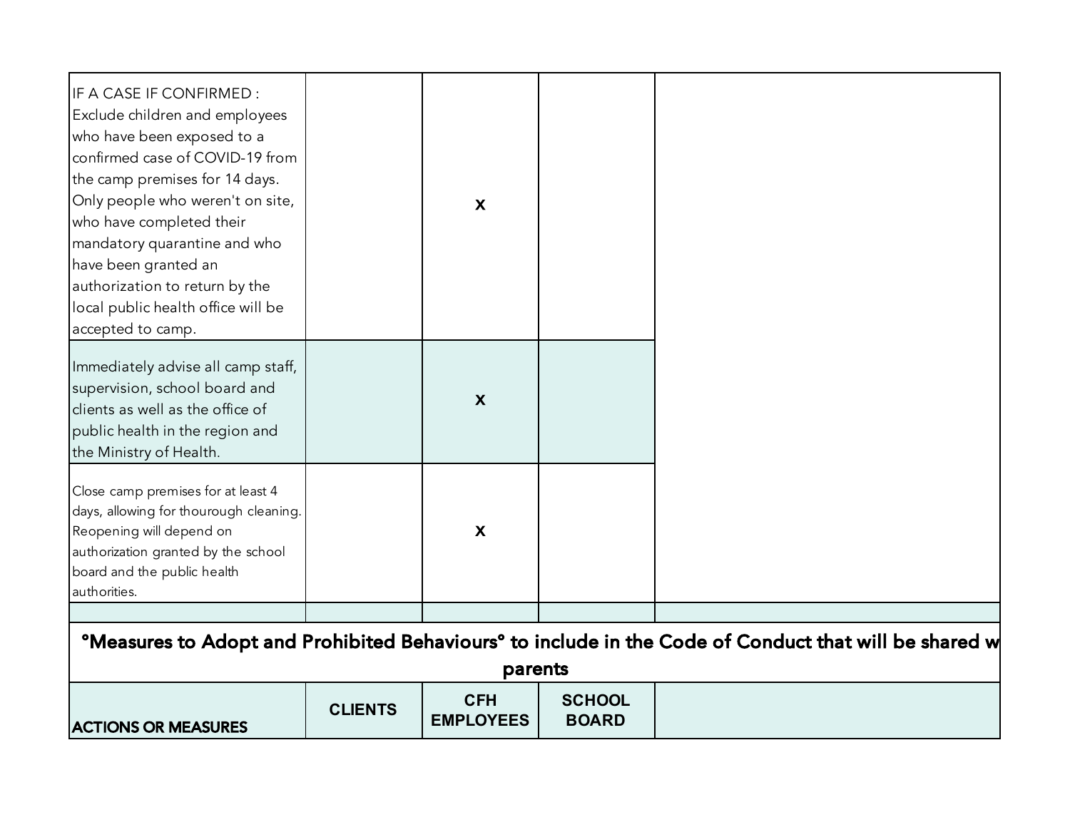| | | | | |
|---|---|---|---|---|
| IF A CASE IF CONFIRMED : Exclude children and employees who have been exposed to a confirmed case of COVID-19 from the camp premises for 14 days. Only people who weren't on site, who have completed their mandatory quarantine and who have been granted an authorization to return by the local public health office will be accepted to camp. | | x | | |
| Immediately advise all camp staff, supervision, school board and clients as well as the office of public health in the region and the Ministry of Health. | | x | | |
| Close camp premises for at least 4 days, allowing for thourough cleaning. Reopening will depend on authorization granted by the school board and the public health authorities. | | x | | |
| | | | | |

**°Measures to Adopt and Prohibited Behaviours° to include in the Code of Conduct that will be shared w parents**

| ACTIONS OR MEASURES | CLIENTS | CFH EMPLOYEES | SCHOOL BOARD | |
|---|---|---|---|---|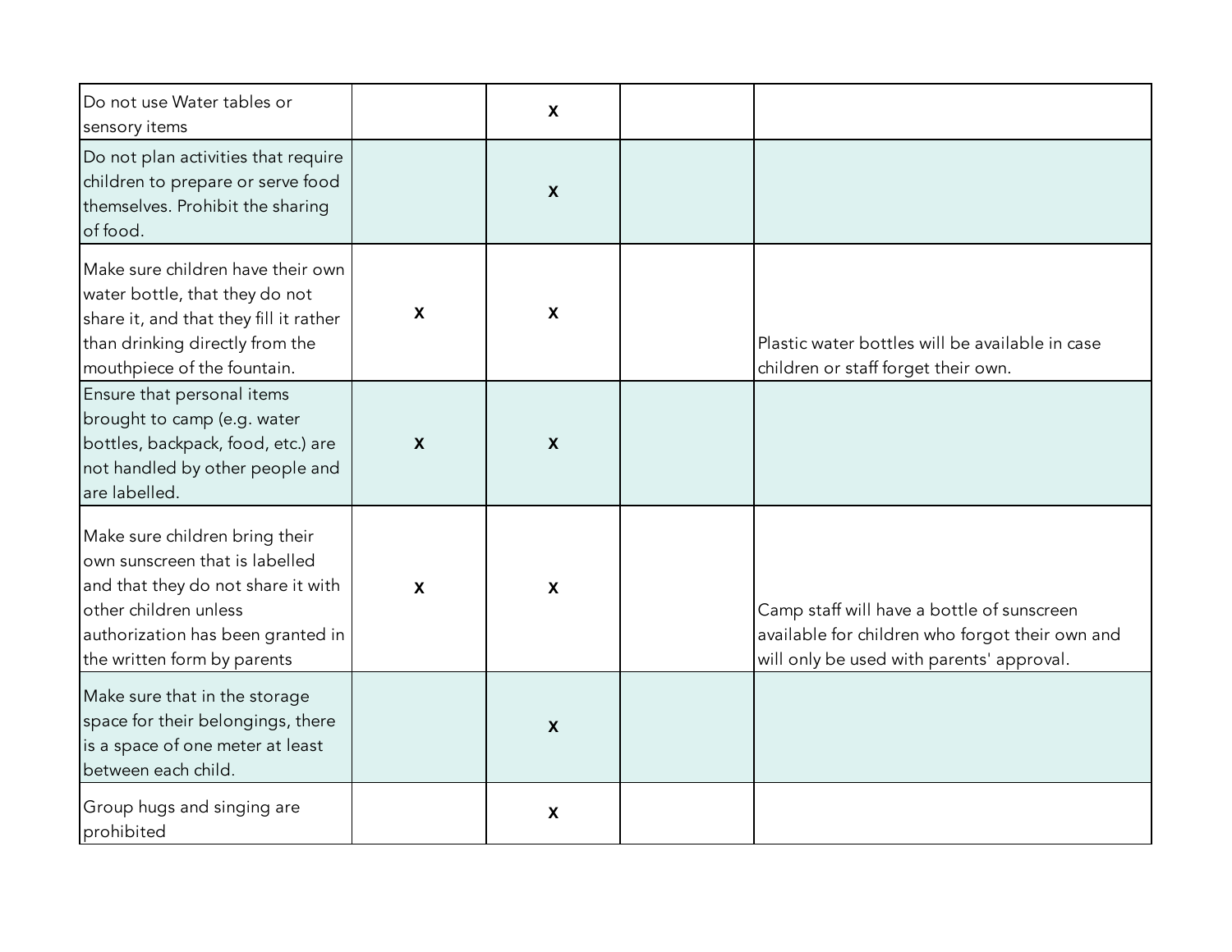| | | | | |
|---|---|---|---|---|
| Do not use Water tables or sensory items | | X | | |
| Do not plan activities that require children to prepare or serve food themselves. Prohibit the sharing of food. | | X | | |
| Make sure children have their own water bottle, that they do not share it, and that they fill it rather than drinking directly from the mouthpiece of the fountain. | X | X | | Plastic water bottles will be available in case children or staff forget their own. |
| Ensure that personal items brought to camp (e.g. water bottles, backpack, food, etc.) are not handled by other people and are labelled. | X | X | | |
| Make sure children bring their own sunscreen that is labelled and that they do not share it with other children unless authorization has been granted in the written form by parents | X | X | | Camp staff will have a bottle of sunscreen available for children who forgot their own and will only be used with parents' approval. |
| Make sure that in the storage space for their belongings, there is a space of one meter at least between each child. | | X | | |
| Group hugs and singing are prohibited | | X | | |